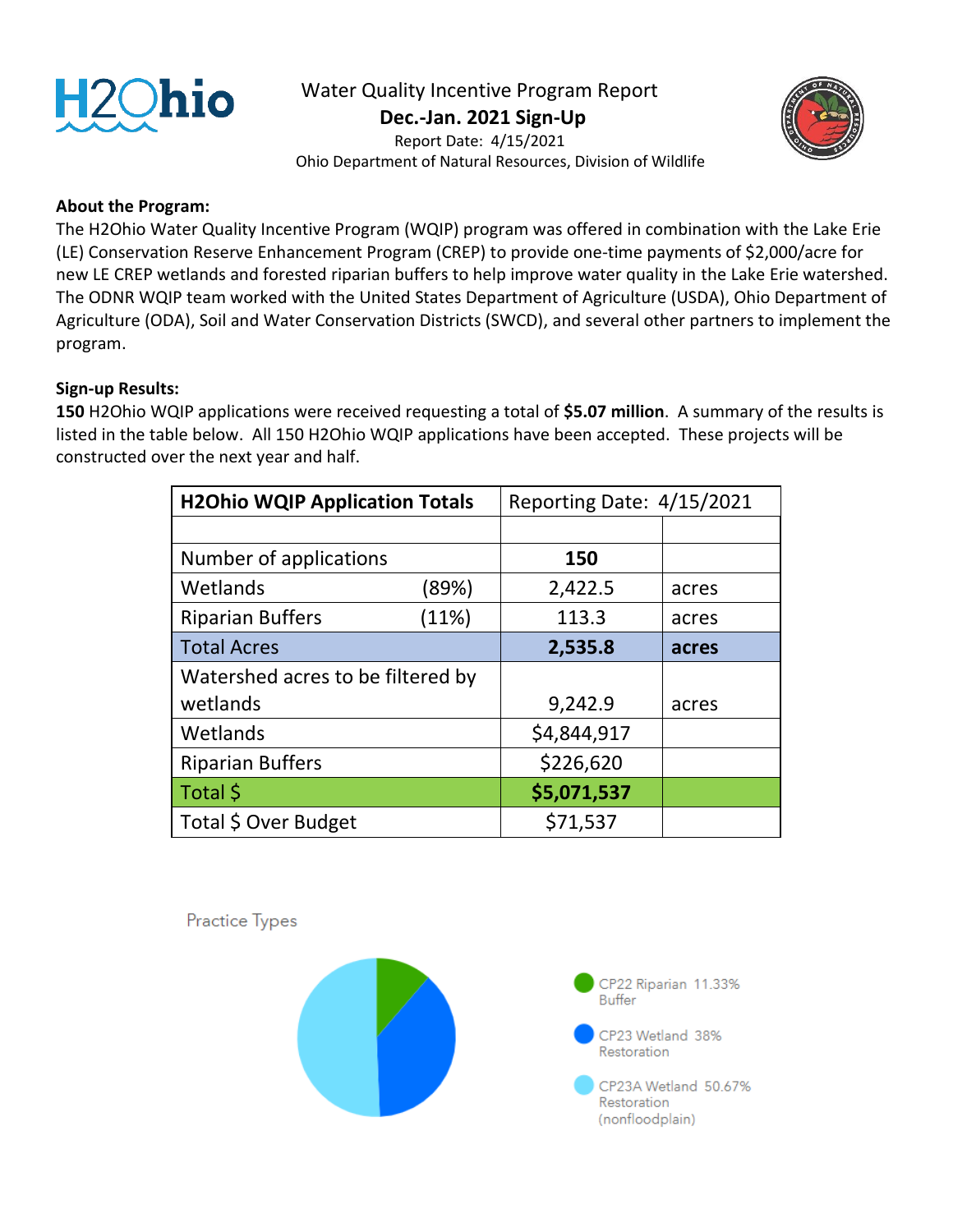# Water Quality Incentive Program Report

## Dec.-Jan. 2021 Sign-Up

Report Date: 4/15/2021

Ohio Department of Natural Resources, Division of Wildlife

**About the Program:**

The H2Ohio Water Quality Incentive Program (WQIP) program was offered in combination with the Lake Erie (LE) Conservation Reserve Enhancement Program (CREP) to provide one-time payments of $2,000/acre for new LE CREP wetlands and forested riparian buffers to help improve water quality in the Lake Erie watershed. The ODNR WQIP team worked with the United States Department of Agriculture (USDA), Ohio Department of Agriculture (ODA), Soil and Water Conservation Districts (SWCD), and several other partners to implement the program.

**Sign-up Results:**

**150** H2Ohio WQIP applications were received requesting a total of **$5.07 million**. A summary of the results is listed in the table below. All 150 H2Ohio WQIP applications have been accepted. These projects will be constructed over the next year and half.

| **H2Ohio WQIP Application Totals** | | Reporting Date: 4/15/2021 | |
|---|---|---|---|
| | | | |
| Number of applications | | **150** | |
| Wetlands | (89%) | 2,422.5 | acres |
| Riparian Buffers | (11%) | 113.3 | acres |
| Total Acres | | **2,535.8** | **acres** |
| Watershed acres to be filtered by wetlands | | 9,242.9 | acres |
| Wetlands | | $4,844,917 | |
| Riparian Buffers | | $226,620 | |
| Total $ | | **$5,071,537** | |
| Total $ Over Budget | | $71,537 | |

Practice Types

- CP22 Riparian Buffer 11.33%
- CP23 Wetland Restoration 38%
- CP23A Wetland Restoration (nonfloodplain) 50.67%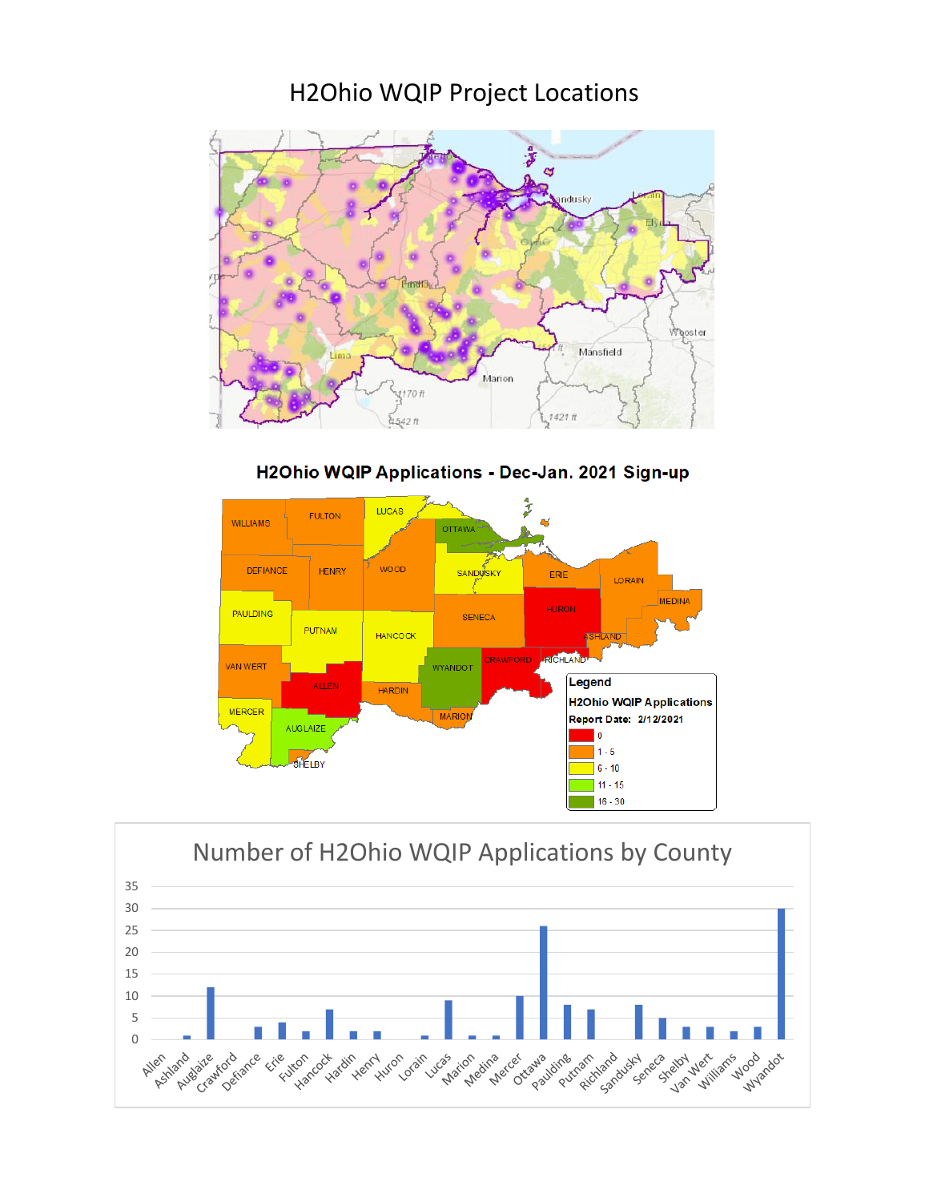# H2Ohio WQIP Project Locations

Sandusky
Lorain
Elyria
Toledo
Findlay
Wooster
Mansfield
Lima
Marion
1170 ft
1542 ft
1421 ft

## H2Ohio WQIP Applications - Dec-Jan. 2021 Sign-up

WILLIAMS
FULTON
LUCAS
OTTAWA
DEFIANCE
HENRY
WOOD
SANDUSKY
ERIE
LORAIN
MEDINA
PAULDING
PUTNAM
HANCOCK
SENECA
HURON
ASHLAND
VAN WERT
ALLEN
WYANDOT
CRAWFORD
RICHLAND
HARDIN
MERCER
AUGLAIZE
MARION
SHELBY

**Legend**
**H2Ohio WQIP Applications**
**Report Date: 2/12/2021**

0
1 - 5
6 - 10
11 - 15
16 - 30

## Number of H2Ohio WQIP Applications by County

35
30
25
20
15
10
5
0

Allen, Ashland, Auglaize, Crawford, Defiance, Erie, Fulton, Hancock, Hardin, Henry, Huron, Lorain, Lucas, Marion, Medina, Mercer, Ottawa, Paulding, Putnam, Richland, Sandusky, Seneca, Shelby, Van Wert, Williams, Wood, Wyandot